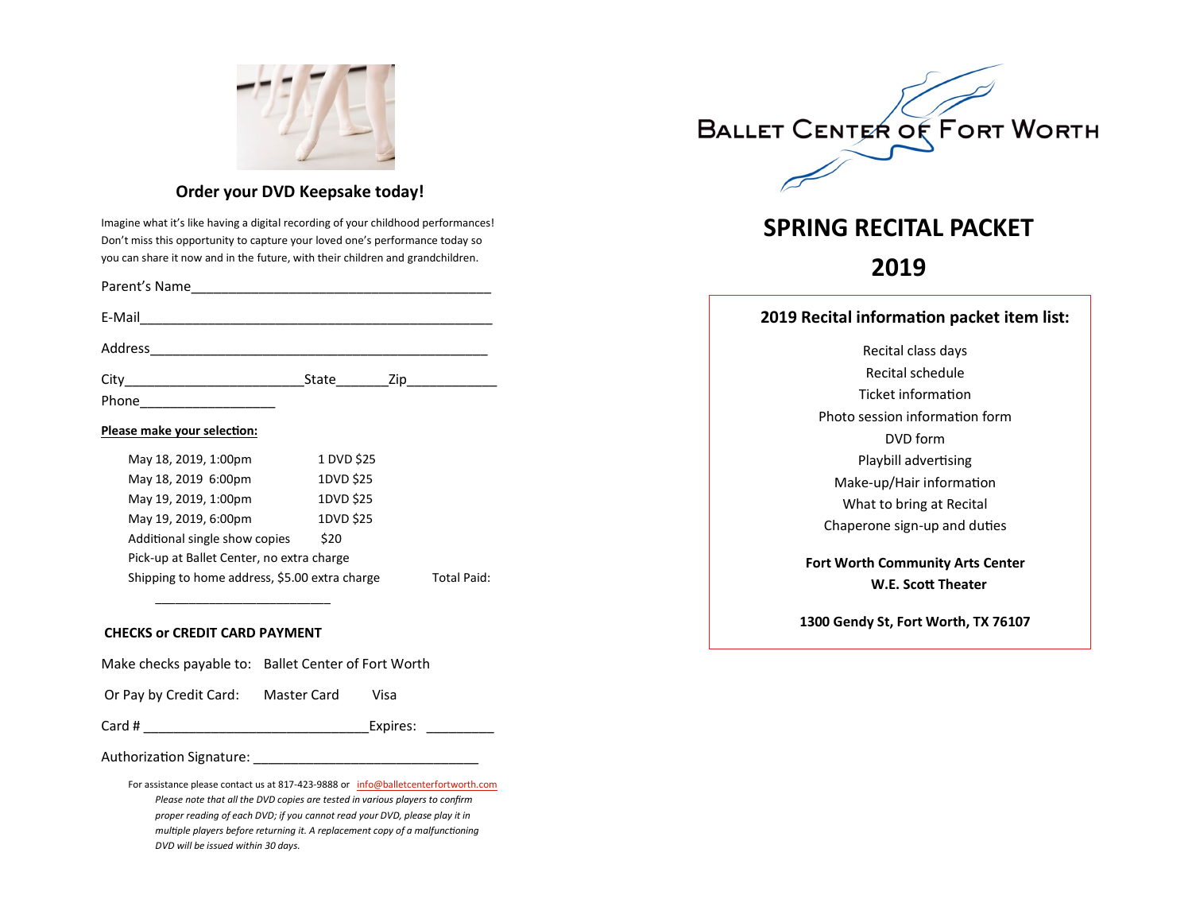## Order your DVD Keepsake today!

Imagine what it's like having a digital recording of your childhood performances! Don't miss this opportunity to capture your loved one's performance today so you can share it now and in the future, with their children and grandchildren.

Parent's Name_________________________________________

E-Mail_____________________________________________________

Address_________________________________________________

City________________________State_______Zip____________

Phone__________________

**Please make your selection:**

| | |
|---|---|
| May 18, 2019, 1:00pm | 1 DVD $25 |
| May 18, 2019 6:00pm | 1DVD $25 |
| May 19, 2019, 1:00pm | 1DVD $25 |
| May 19, 2019, 6:00pm | 1DVD $25 |
| Additional single show copies | $20 |

Pick-up at Ballet Center, no extra charge

Shipping to home address, $5.00 extra charge    Total Paid: _________________________

**CHECKS or CREDIT CARD PAYMENT**

Make checks payable to: Ballet Center of Fort Worth

Or Pay by Credit Card: Master Card Visa

Card # ______________________________Expires: _________

Authorization Signature: ______________________________

For assistance please contact us at 817-423-9888 or info@balletcenterfortworth.com

*Please note that all the DVD copies are tested in various players to confirm proper reading of each DVD; if you cannot read your DVD, please play it in multiple players before returning it. A replacement copy of a malfunctioning DVD will be issued within 30 days.*

BALLET CENTER OF FORT WORTH

# SPRING RECITAL PACKET

# 2019

### 2019 Recital information packet item list:

Recital class days
Recital schedule
Ticket information
Photo session information form
DVD form
Playbill advertising
Make-up/Hair information
What to bring at Recital
Chaperone sign-up and duties

**Fort Worth Community Arts Center**
**W.E. Scott Theater**

**1300 Gendy St, Fort Worth, TX 76107**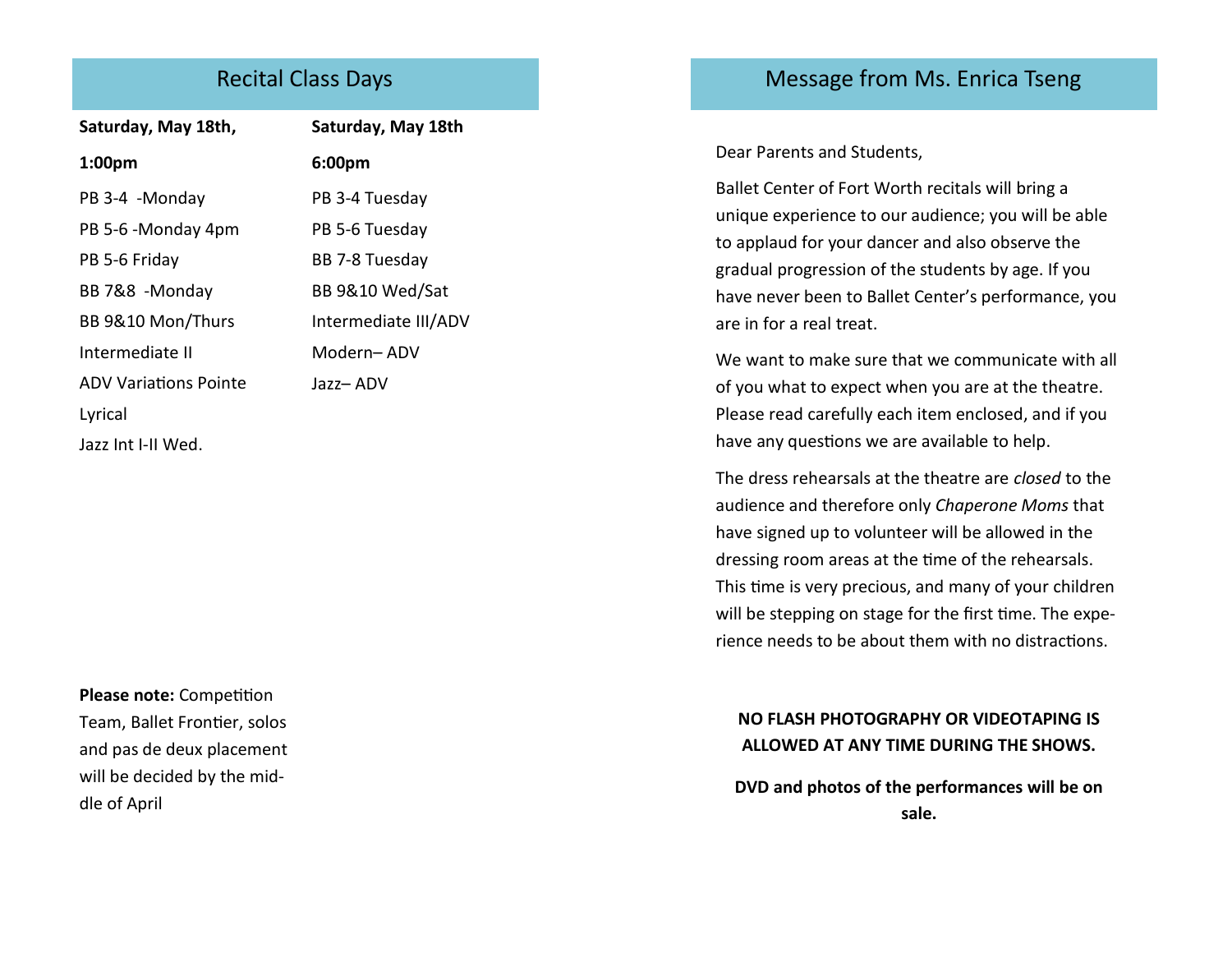## Recital Class Days

**Saturday, May 18th, 1:00pm**

PB 3-4 -Monday

PB 5-6 -Monday 4pm

PB 5-6 Friday

BB 7&8 -Monday

BB 9&10 Mon/Thurs

Intermediate II

ADV Variations Pointe

Lyrical

Jazz Int I-II Wed.

**Saturday, May 18th 6:00pm**

PB 3-4 Tuesday

PB 5-6 Tuesday

BB 7-8 Tuesday

BB 9&10 Wed/Sat

Intermediate III/ADV

Modern– ADV

Jazz– ADV

**Please note:** Competition Team, Ballet Frontier, solos and pas de deux placement will be decided by the middle of April

## Message from Ms. Enrica Tseng

Dear Parents and Students,

Ballet Center of Fort Worth recitals will bring a unique experience to our audience; you will be able to applaud for your dancer and also observe the gradual progression of the students by age. If you have never been to Ballet Center's performance, you are in for a real treat.

We want to make sure that we communicate with all of you what to expect when you are at the theatre. Please read carefully each item enclosed, and if you have any questions we are available to help.

The dress rehearsals at the theatre are *closed* to the audience and therefore only *Chaperone Moms* that have signed up to volunteer will be allowed in the dressing room areas at the time of the rehearsals. This time is very precious, and many of your children will be stepping on stage for the first time. The experience needs to be about them with no distractions.

**NO FLASH PHOTOGRAPHY OR VIDEOTAPING IS ALLOWED AT ANY TIME DURING THE SHOWS.**

**DVD and photos of the performances will be on sale.**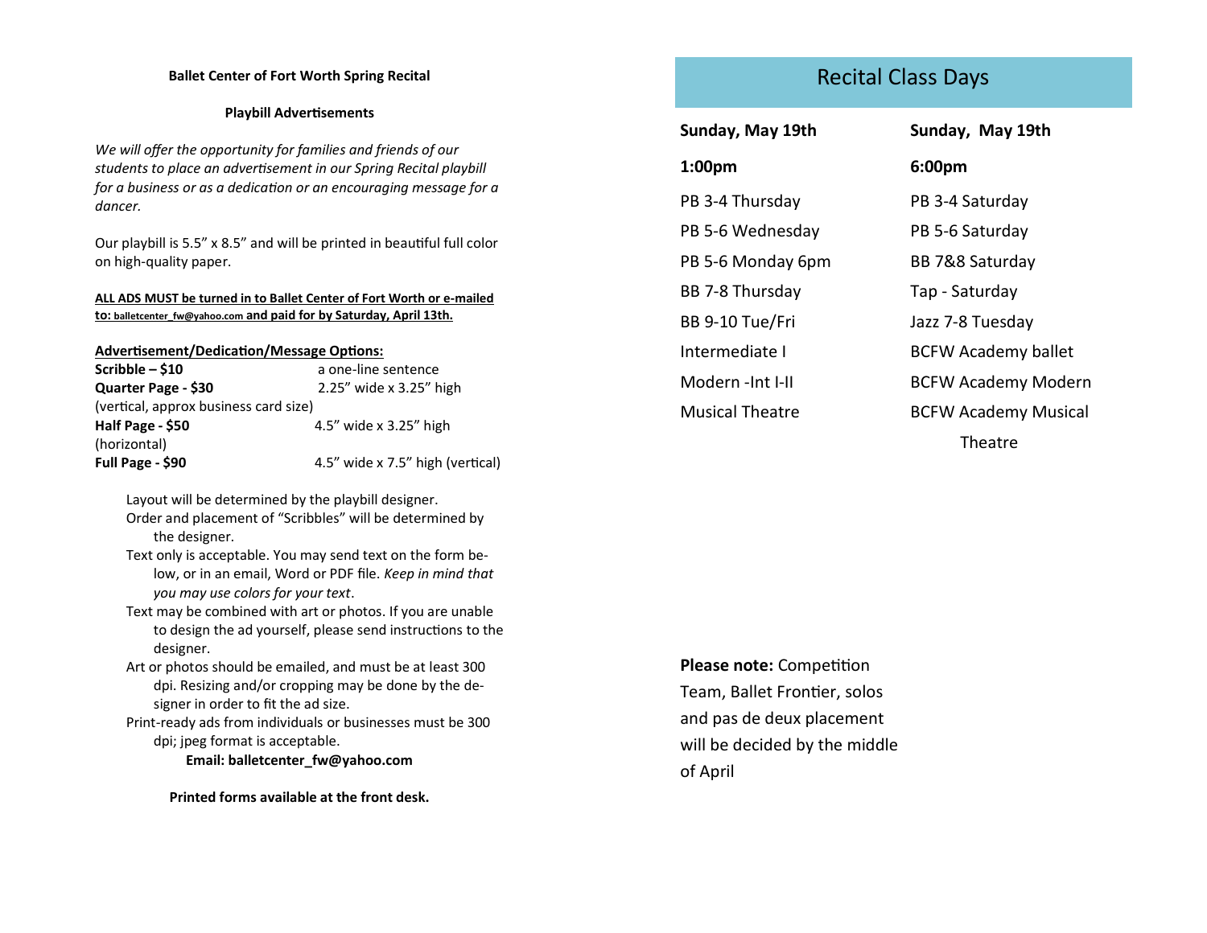**Ballet Center of Fort Worth Spring Recital**

**Playbill Advertisements**

*We will offer the opportunity for families and friends of our students to place an advertisement in our Spring Recital playbill for a business or as a dedication or an encouraging message for a dancer.*

Our playbill is 5.5” x 8.5” and will be printed in beautiful full color on high-quality paper.

**ALL ADS MUST be turned in to Ballet Center of Fort Worth or e-mailed to: balletcenter_fw@yahoo.com and paid for by Saturday, April 13th.**

**Advertisement/Dedication/Message Options:**

| Option | Size |
|---|---|
| **Scribble – $10** | a one-line sentence |
| **Quarter Page - $30** (vertical, approx business card size) | 2.25” wide x 3.25” high |
| **Half Page - $50** (horizontal) | 4.5” wide x 3.25” high |
| **Full Page - $90** | 4.5” wide x 7.5” high (vertical) |

- Layout will be determined by the playbill designer.
- Order and placement of “Scribbles” will be determined by the designer.
- Text only is acceptable. You may send text on the form below, or in an email, Word or PDF file. *Keep in mind that you may use colors for your text*.
- Text may be combined with art or photos. If you are unable to design the ad yourself, please send instructions to the designer.
- Art or photos should be emailed, and must be at least 300 dpi. Resizing and/or cropping may be done by the designer in order to fit the ad size.
- Print-ready ads from individuals or businesses must be 300 dpi; jpeg format is acceptable.

**Email: balletcenter_fw@yahoo.com**

**Printed forms available at the front desk.**

## Recital Class Days

| **Sunday, May 19th** | **Sunday, May 19th** |
|---|---|
| **1:00pm** | **6:00pm** |
| PB 3-4 Thursday | PB 3-4 Saturday |
| PB 5-6 Wednesday | PB 5-6 Saturday |
| PB 5-6 Monday 6pm | BB 7&8 Saturday |
| BB 7-8 Thursday | Tap - Saturday |
| BB 9-10 Tue/Fri | Jazz 7-8 Tuesday |
| Intermediate I | BCFW Academy ballet |
| Modern -Int I-II | BCFW Academy Modern |
| Musical Theatre | BCFW Academy Musical Theatre |

**Please note:** Competition Team, Ballet Frontier, solos and pas de deux placement will be decided by the middle of April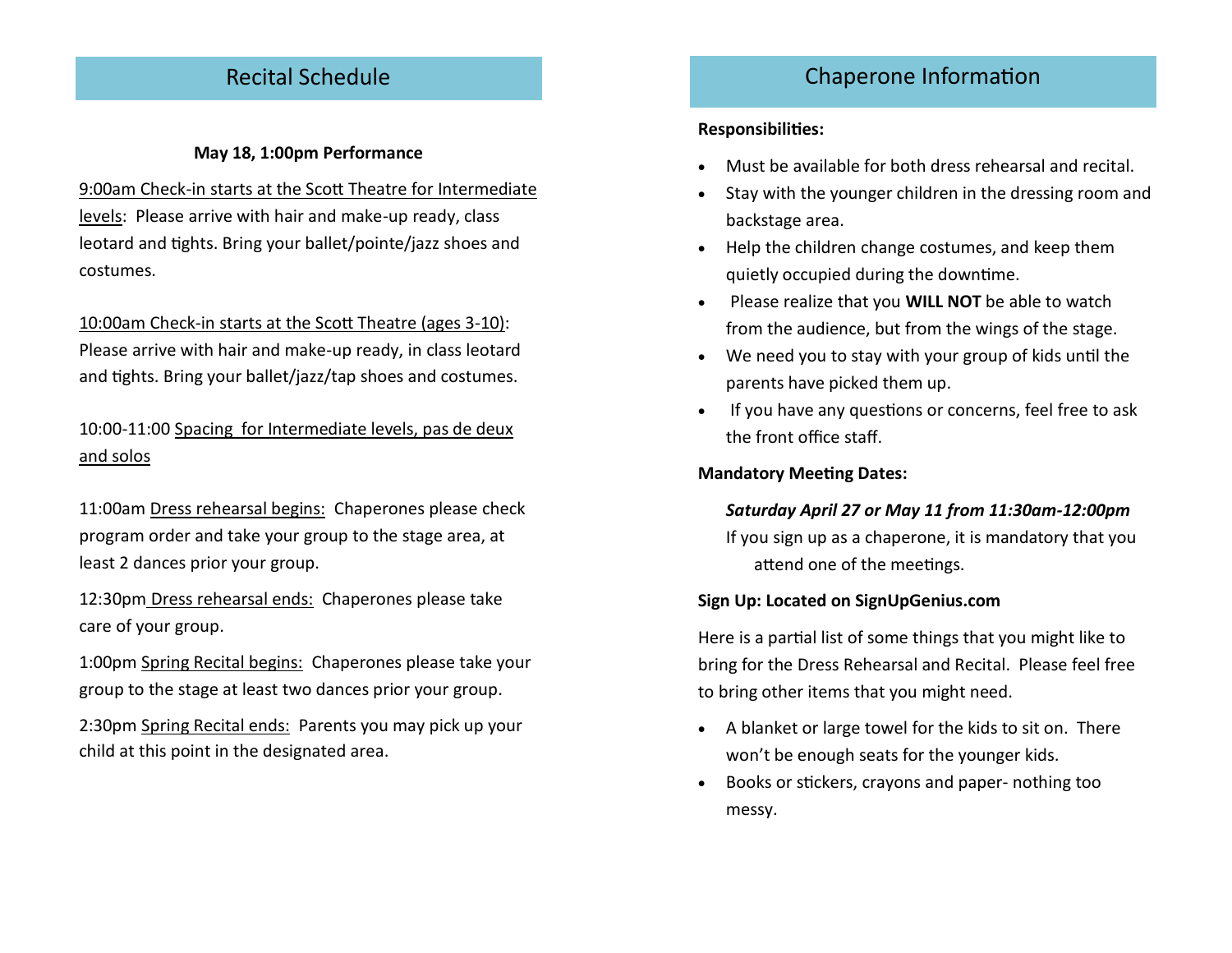## Recital Schedule

**May 18, 1:00pm Performance**

9:00am Check-in starts at the Scott Theatre for Intermediate levels: Please arrive with hair and make-up ready, class leotard and tights. Bring your ballet/pointe/jazz shoes and costumes.

10:00am Check-in starts at the Scott Theatre (ages 3-10): Please arrive with hair and make-up ready, in class leotard and tights. Bring your ballet/jazz/tap shoes and costumes.

10:00-11:00 Spacing for Intermediate levels, pas de deux and solos

11:00am Dress rehearsal begins: Chaperones please check program order and take your group to the stage area, at least 2 dances prior your group.

12:30pm Dress rehearsal ends: Chaperones please take care of your group.

1:00pm Spring Recital begins: Chaperones please take your group to the stage at least two dances prior your group.

2:30pm Spring Recital ends: Parents you may pick up your child at this point in the designated area.

## Chaperone Information

**Responsibilities:**

- Must be available for both dress rehearsal and recital.
- Stay with the younger children in the dressing room and backstage area.
- Help the children change costumes, and keep them quietly occupied during the downtime.
- Please realize that you **WILL NOT** be able to watch from the audience, but from the wings of the stage.
- We need you to stay with your group of kids until the parents have picked them up.
- If you have any questions or concerns, feel free to ask the front office staff.

**Mandatory Meeting Dates:**

***Saturday April 27 or May 11 from 11:30am-12:00pm***

If you sign up as a chaperone, it is mandatory that you attend one of the meetings.

**Sign Up: Located on SignUpGenius.com**

Here is a partial list of some things that you might like to bring for the Dress Rehearsal and Recital. Please feel free to bring other items that you might need.

- A blanket or large towel for the kids to sit on. There won't be enough seats for the younger kids.
- Books or stickers, crayons and paper- nothing too messy.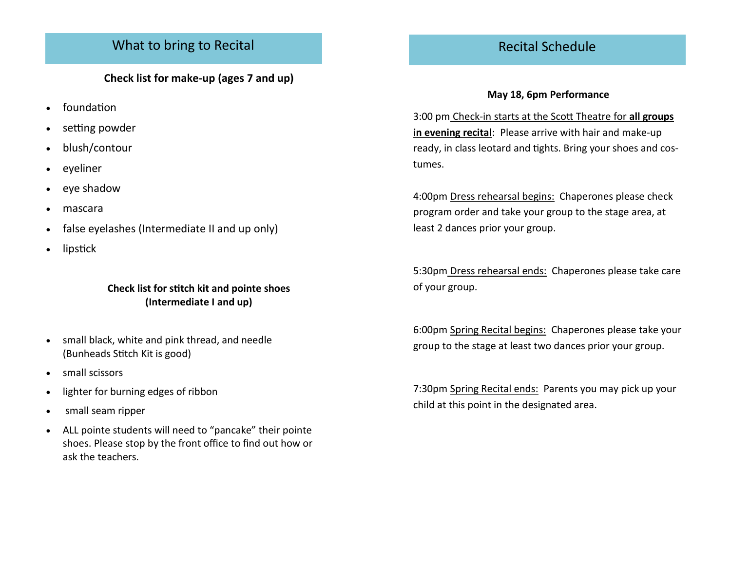## What to bring to Recital

**Check list for make-up (ages 7 and up)**

- foundation
- setting powder
- blush/contour
- eyeliner
- eye shadow
- mascara
- false eyelashes (Intermediate II and up only)
- lipstick

**Check list for stitch kit and pointe shoes (Intermediate I and up)**

- small black, white and pink thread, and needle (Bunheads Stitch Kit is good)
- small scissors
- lighter for burning edges of ribbon
- small seam ripper
- ALL pointe students will need to "pancake" their pointe shoes. Please stop by the front office to find out how or ask the teachers.

## Recital Schedule

**May 18, 6pm Performance**

3:00 pm Check-in starts at the Scott Theatre for **all groups in evening recital**: Please arrive with hair and make-up ready, in class leotard and tights. Bring your shoes and costumes.

4:00pm Dress rehearsal begins: Chaperones please check program order and take your group to the stage area, at least 2 dances prior your group.

5:30pm Dress rehearsal ends: Chaperones please take care of your group.

6:00pm Spring Recital begins: Chaperones please take your group to the stage at least two dances prior your group.

7:30pm Spring Recital ends: Parents you may pick up your child at this point in the designated area.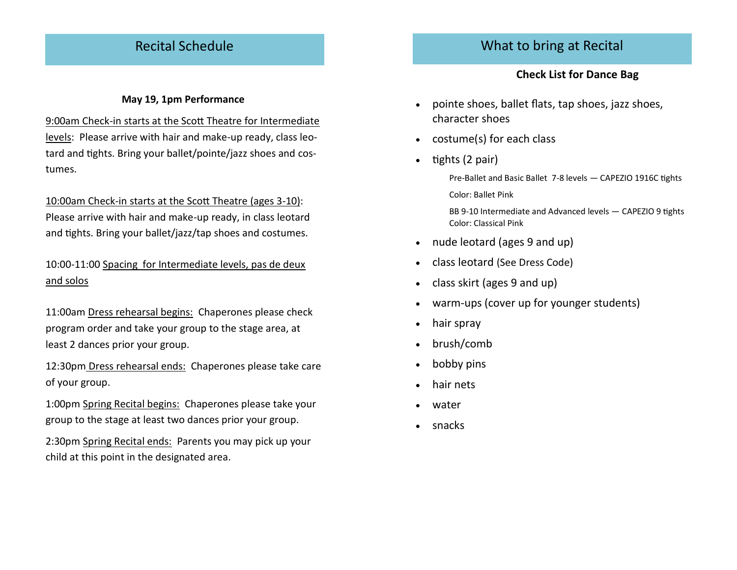## Recital Schedule

**May 19, 1pm Performance**

9:00am Check-in starts at the Scott Theatre for Intermediate levels: Please arrive with hair and make-up ready, class leotard and tights. Bring your ballet/pointe/jazz shoes and costumes.

10:00am Check-in starts at the Scott Theatre (ages 3-10): Please arrive with hair and make-up ready, in class leotard and tights. Bring your ballet/jazz/tap shoes and costumes.

10:00-11:00 Spacing for Intermediate levels, pas de deux and solos

11:00am Dress rehearsal begins: Chaperones please check program order and take your group to the stage area, at least 2 dances prior your group.

12:30pm Dress rehearsal ends: Chaperones please take care of your group.

1:00pm Spring Recital begins: Chaperones please take your group to the stage at least two dances prior your group.

2:30pm Spring Recital ends: Parents you may pick up your child at this point in the designated area.

## What to bring at Recital

**Check List for Dance Bag**

- pointe shoes, ballet flats, tap shoes, jazz shoes, character shoes
- costume(s) for each class
- tights (2 pair)

  Pre-Ballet and Basic Ballet 7-8 levels — CAPEZIO 1916C tights

  Color: Ballet Pink

  BB 9-10 Intermediate and Advanced levels — CAPEZIO 9 tights
  Color: Classical Pink
- nude leotard (ages 9 and up)
- class leotard (See Dress Code)
- class skirt (ages 9 and up)
- warm-ups (cover up for younger students)
- hair spray
- brush/comb
- bobby pins
- hair nets
- water
- snacks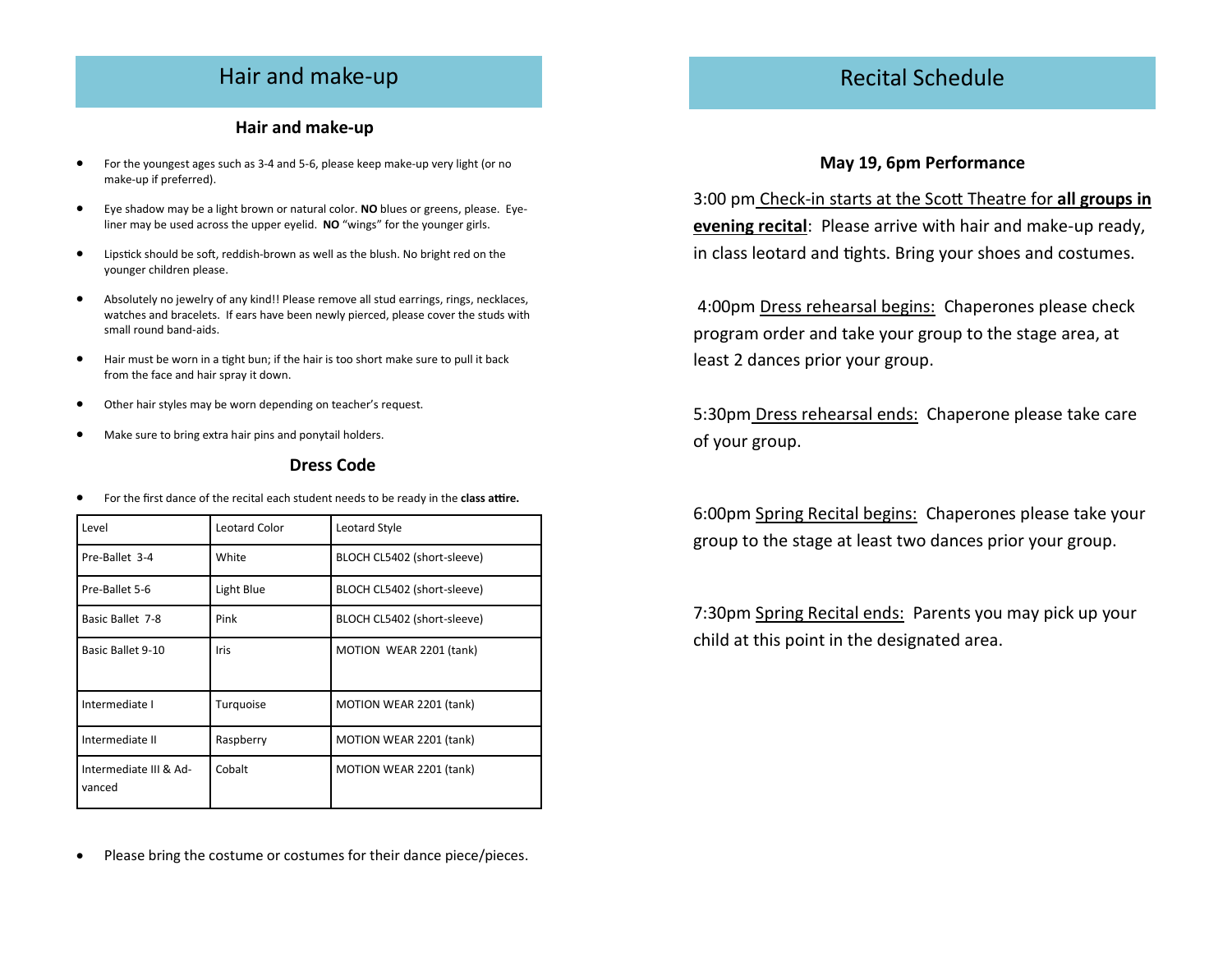## Hair and make-up

### Hair and make-up

- For the youngest ages such as 3-4 and 5-6, please keep make-up very light (or no make-up if preferred).
- Eye shadow may be a light brown or natural color. **NO** blues or greens, please. Eye-liner may be used across the upper eyelid. **NO** "wings" for the younger girls.
- Lipstick should be soft, reddish-brown as well as the blush. No bright red on the younger children please.
- Absolutely no jewelry of any kind!! Please remove all stud earrings, rings, necklaces, watches and bracelets. If ears have been newly pierced, please cover the studs with small round band-aids.
- Hair must be worn in a tight bun; if the hair is too short make sure to pull it back from the face and hair spray it down.
- Other hair styles may be worn depending on teacher's request.
- Make sure to bring extra hair pins and ponytail holders.

### Dress Code

- For the first dance of the recital each student needs to be ready in the **class attire.**

| Level | Leotard Color | Leotard Style |
|---|---|---|
| Pre-Ballet 3-4 | White | BLOCH CL5402 (short-sleeve) |
| Pre-Ballet 5-6 | Light Blue | BLOCH CL5402 (short-sleeve) |
| Basic Ballet 7-8 | Pink | BLOCH CL5402 (short-sleeve) |
| Basic Ballet 9-10 | Iris | MOTION WEAR 2201 (tank) |
| Intermediate I | Turquoise | MOTION WEAR 2201 (tank) |
| Intermediate II | Raspberry | MOTION WEAR 2201 (tank) |
| Intermediate III & Advanced | Cobalt | MOTION WEAR 2201 (tank) |

- Please bring the costume or costumes for their dance piece/pieces.

## Recital Schedule

### May 19, 6pm Performance

3:00 pm Check-in starts at the Scott Theatre for **all groups in evening recital**: Please arrive with hair and make-up ready, in class leotard and tights. Bring your shoes and costumes.

4:00pm Dress rehearsal begins: Chaperones please check program order and take your group to the stage area, at least 2 dances prior your group.

5:30pm Dress rehearsal ends: Chaperone please take care of your group.

6:00pm Spring Recital begins: Chaperones please take your group to the stage at least two dances prior your group.

7:30pm Spring Recital ends: Parents you may pick up your child at this point in the designated area.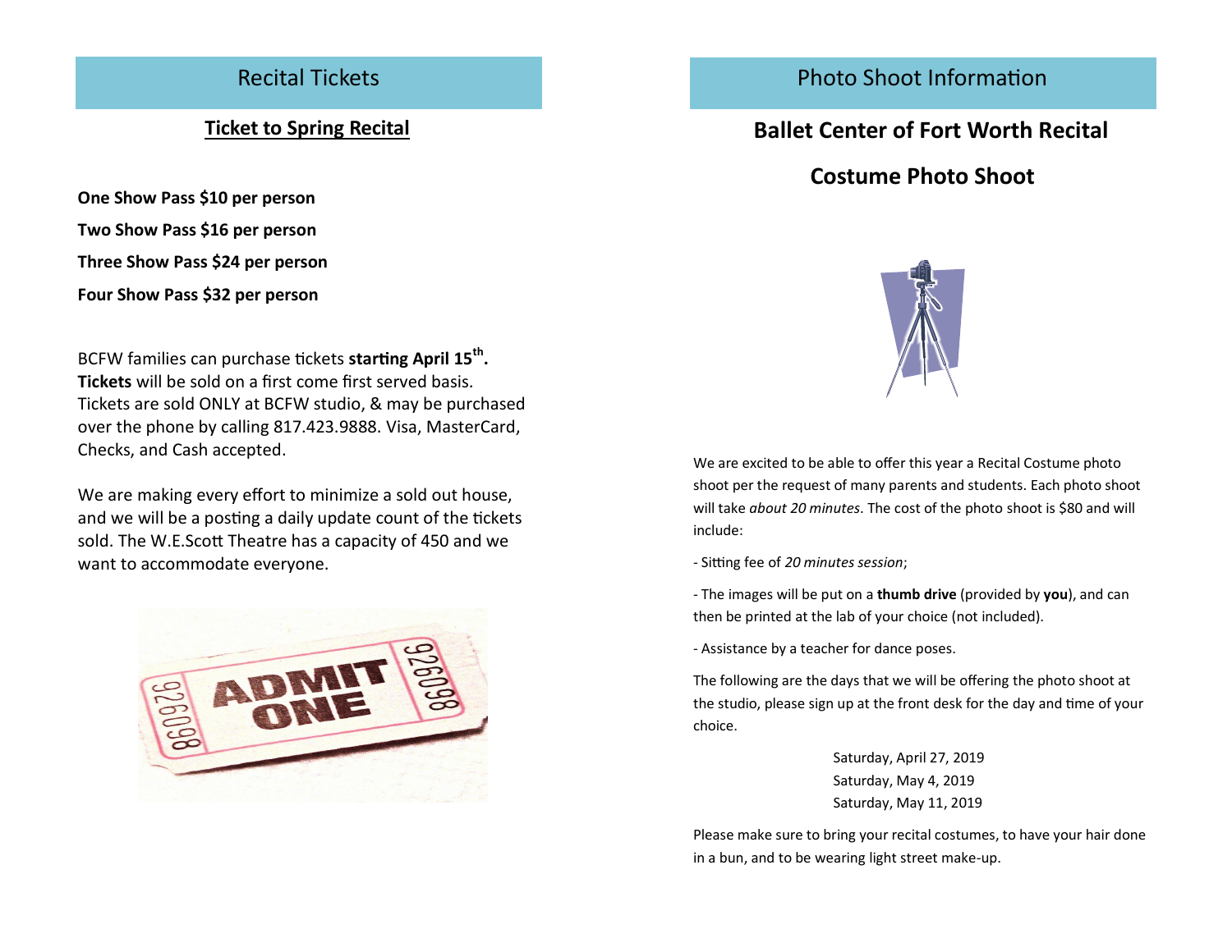## Recital Tickets

**Ticket to Spring Recital**

**One Show Pass $10 per person**

**Two Show Pass $16 per person**

**Three Show Pass $24 per person**

**Four Show Pass $32 per person**

BCFW families can purchase tickets **starting April 15th.** **Tickets** will be sold on a first come first served basis. Tickets are sold ONLY at BCFW studio, & may be purchased over the phone by calling 817.423.9888. Visa, MasterCard, Checks, and Cash accepted.

We are making every effort to minimize a sold out house, and we will be a posting a daily update count of the tickets sold. The W.E.Scott Theatre has a capacity of 450 and we want to accommodate everyone.

## Photo Shoot Information

**Ballet Center of Fort Worth Recital**

**Costume Photo Shoot**

We are excited to be able to offer this year a Recital Costume photo shoot per the request of many parents and students. Each photo shoot will take *about 20 minutes*. The cost of the photo shoot is $80 and will include:

- Sitting fee of *20 minutes session*;

- The images will be put on a **thumb drive** (provided by **you**), and can then be printed at the lab of your choice (not included).

- Assistance by a teacher for dance poses.

The following are the days that we will be offering the photo shoot at the studio, please sign up at the front desk for the day and time of your choice.

Saturday, April 27, 2019
Saturday, May 4, 2019
Saturday, May 11, 2019

Please make sure to bring your recital costumes, to have your hair done in a bun, and to be wearing light street make-up.